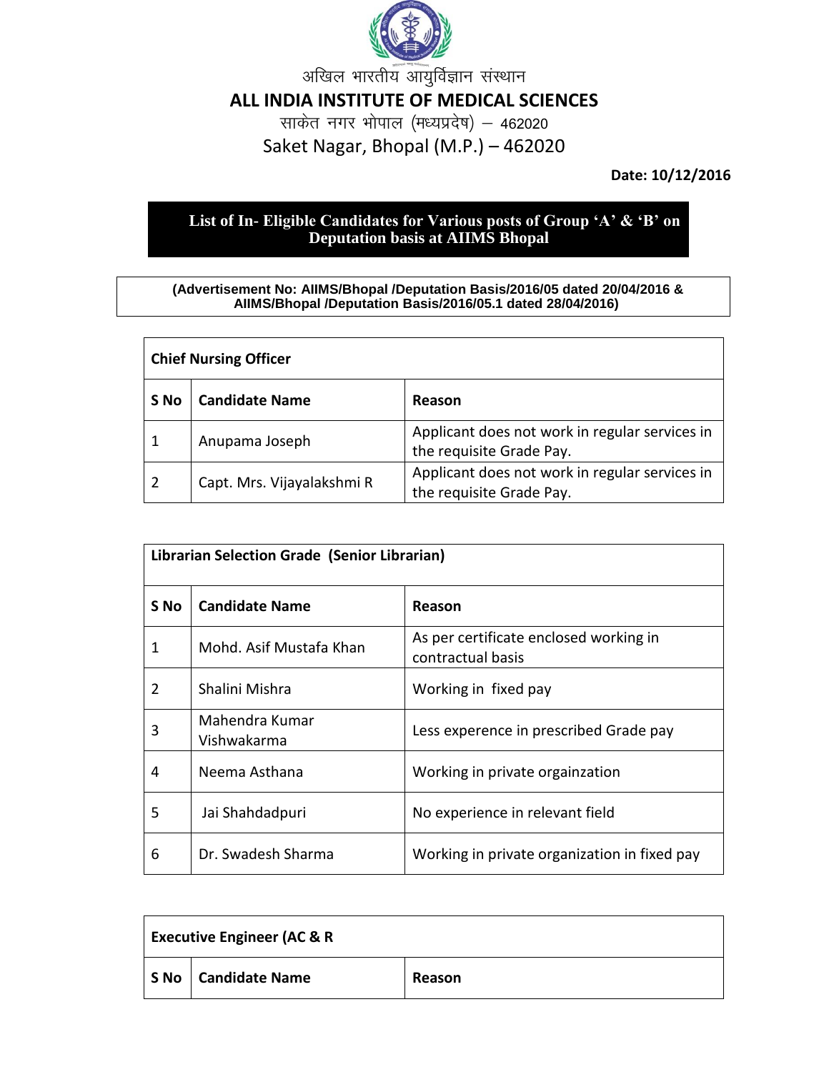अखिल भारतीय आयुर्विज्ञान संस्थान

# ALL INDIA INSTITUTE OF MEDICAL SCIENCES

साकेत नगर भोपाल (मध्यप्रदेष) – 462020

Saket Nagar, Bhopal (M.P.) – 462020

**Date: 10/12/2016**

## List of In- Eligible Candidates for Various posts of Group 'A' & 'B' on Deputation basis at AIIMS Bhopal

**(Advertisement No: AIIMS/Bhopal /Deputation Basis/2016/05 dated 20/04/2016 & AIIMS/Bhopal /Deputation Basis/2016/05.1 dated 28/04/2016)**

**Chief Nursing Officer**

| S No | Candidate Name | Reason |
|---|---|---|
| 1 | Anupama Joseph | Applicant does not work in regular services in the requisite Grade Pay. |
| 2 | Capt. Mrs. Vijayalakshmi R | Applicant does not work in regular services in the requisite Grade Pay. |

**Librarian Selection Grade (Senior Librarian)**

| S No | Candidate Name | Reason |
|---|---|---|
| 1 | Mohd. Asif Mustafa Khan | As per certificate enclosed working in contractual basis |
| 2 | Shalini Mishra | Working in fixed pay |
| 3 | Mahendra Kumar Vishwakarma | Less experence in prescribed Grade pay |
| 4 | Neema Asthana | Working in private orgainzation |
| 5 | Jai Shahdadpuri | No experience in relevant field |
| 6 | Dr. Swadesh Sharma | Working in private organization in fixed pay |

**Executive Engineer (AC & R**

| S No | Candidate Name | Reason |
|---|---|---|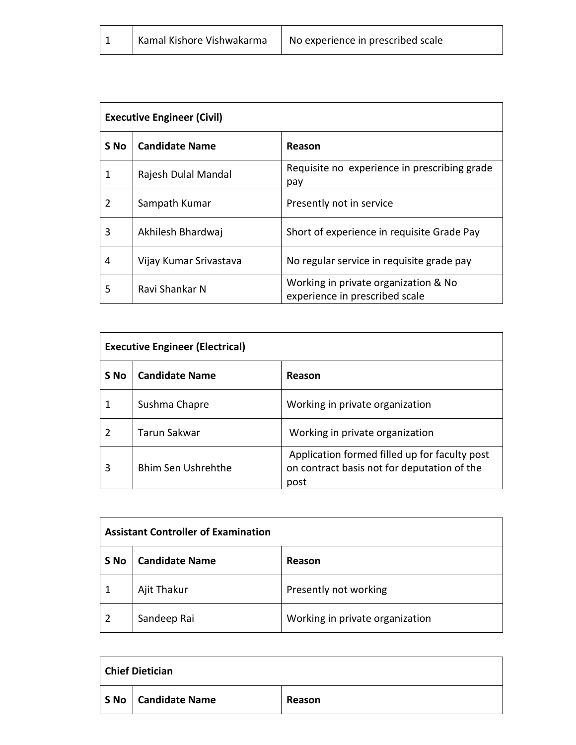| | | |
|---|---|---|
| 1 | Kamal Kishore Vishwakarma | No experience in prescribed scale |

| **Executive Engineer (Civil)** | | |
|---|---|---|
| **S No** | **Candidate Name** | **Reason** |
| 1 | Rajesh Dulal Mandal | Requisite no experience in prescribing grade pay |
| 2 | Sampath Kumar | Presently not in service |
| 3 | Akhilesh Bhardwaj | Short of experience in requisite Grade Pay |
| 4 | Vijay Kumar Srivastava | No regular service in requisite grade pay |
| 5 | Ravi Shankar N | Working in private organization & No experience in prescribed scale |

| **Executive Engineer (Electrical)** | | |
|---|---|---|
| **S No** | **Candidate Name** | **Reason** |
| 1 | Sushma Chapre | Working in private organization |
| 2 | Tarun Sakwar | Working in private organization |
| 3 | Bhim Sen Ushrehthe | Application formed filled up for faculty post on contract basis not for deputation of the post |

| **Assistant Controller of Examination** | | |
|---|---|---|
| **S No** | **Candidate Name** | **Reason** |
| 1 | Ajit Thakur | Presently not working |
| 2 | Sandeep Rai | Working in private organization |

| **Chief Dietician** | | |
|---|---|---|
| **S No** | **Candidate Name** | **Reason** |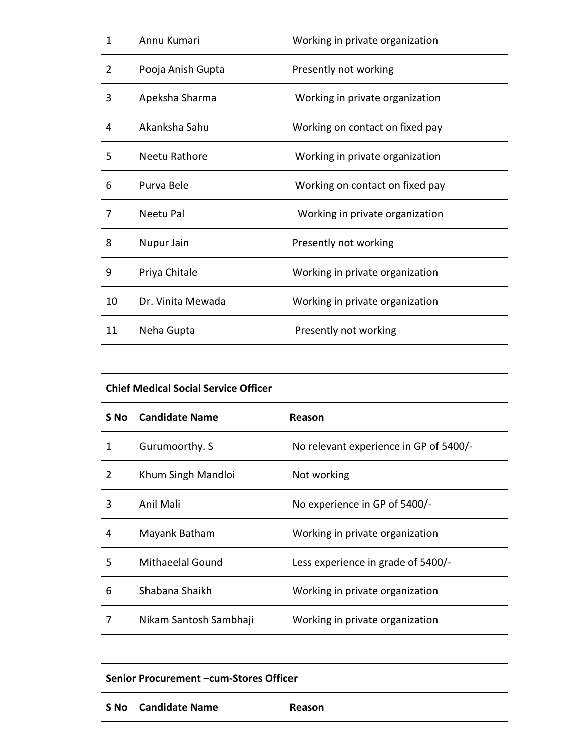| | | |
|---|---|---|
| 1 | Annu Kumari | Working in private organization |
| 2 | Pooja Anish Gupta | Presently not working |
| 3 | Apeksha Sharma | Working in private organization |
| 4 | Akanksha Sahu | Working on contact on fixed pay |
| 5 | Neetu Rathore | Working in private organization |
| 6 | Purva Bele | Working on contact on fixed pay |
| 7 | Neetu Pal | Working in private organization |
| 8 | Nupur Jain | Presently not working |
| 9 | Priya Chitale | Working in private organization |
| 10 | Dr. Vinita Mewada | Working in private organization |
| 11 | Neha Gupta | Presently not working |

| **Chief Medical Social Service Officer** | | |
|---|---|---|
| **S No** | **Candidate Name** | **Reason** |
| 1 | Gurumoorthy. S | No relevant experience in GP of 5400/- |
| 2 | Khum Singh Mandloi | Not working |
| 3 | Anil Mali | No experience in GP of 5400/- |
| 4 | Mayank Batham | Working in private organization |
| 5 | Mithaeelal Gound | Less experience in grade of 5400/- |
| 6 | Shabana Shaikh | Working in private organization |
| 7 | Nikam Santosh Sambhaji | Working in private organization |

| **Senior Procurement –cum-Stores Officer** | | |
|---|---|---|
| **S No** | **Candidate Name** | **Reason** |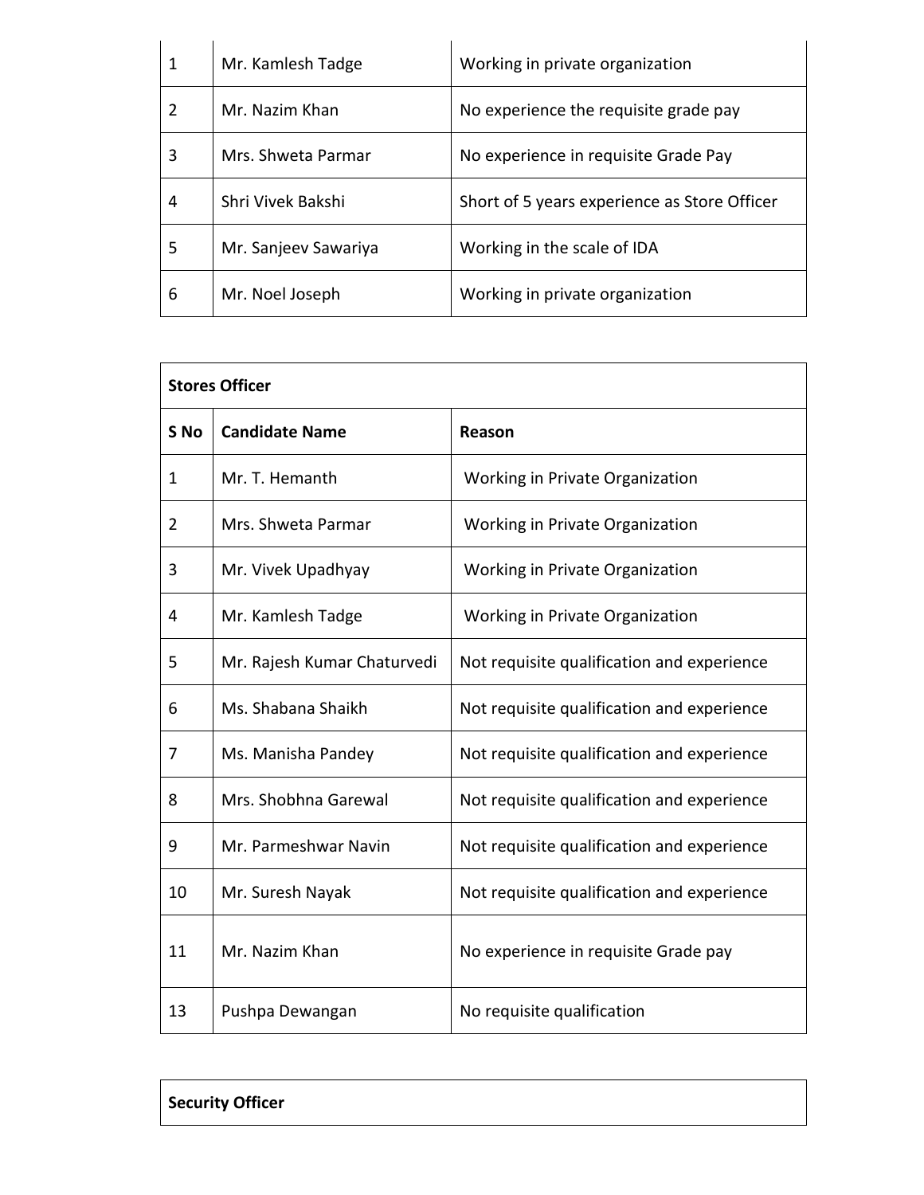| 1 | Mr. Kamlesh Tadge | Working in private organization |
|---|---|---|
| 2 | Mr. Nazim Khan | No experience the requisite grade pay |
| 3 | Mrs. Shweta Parmar | No experience in requisite Grade Pay |
| 4 | Shri Vivek Bakshi | Short of 5 years experience as Store Officer |
| 5 | Mr. Sanjeev Sawariya | Working in the scale of IDA |
| 6 | Mr. Noel Joseph | Working in private organization |

| **Stores Officer** | | |
|---|---|---|
| **S No** | **Candidate Name** | **Reason** |
| 1 | Mr. T. Hemanth | Working in Private Organization |
| 2 | Mrs. Shweta Parmar | Working in Private Organization |
| 3 | Mr. Vivek Upadhyay | Working in Private Organization |
| 4 | Mr. Kamlesh Tadge | Working in Private Organization |
| 5 | Mr. Rajesh Kumar Chaturvedi | Not requisite qualification and experience |
| 6 | Ms. Shabana Shaikh | Not requisite qualification and experience |
| 7 | Ms. Manisha Pandey | Not requisite qualification and experience |
| 8 | Mrs. Shobhna Garewal | Not requisite qualification and experience |
| 9 | Mr. Parmeshwar Navin | Not requisite qualification and experience |
| 10 | Mr. Suresh Nayak | Not requisite qualification and experience |
| 11 | Mr. Nazim Khan | No experience in requisite Grade pay |
| 13 | Pushpa Dewangan | No requisite qualification |

| **Security Officer** |
|---|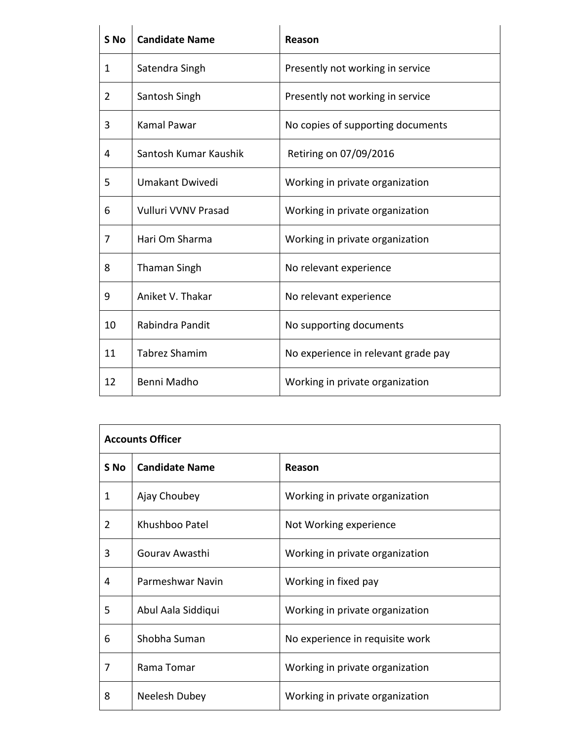| S No | Candidate Name | Reason |
|---|---|---|
| 1 | Satendra Singh | Presently not working in service |
| 2 | Santosh Singh | Presently not working in service |
| 3 | Kamal Pawar | No copies of supporting documents |
| 4 | Santosh Kumar Kaushik | Retiring on 07/09/2016 |
| 5 | Umakant Dwivedi | Working in private organization |
| 6 | Vulluri VVNV Prasad | Working in private organization |
| 7 | Hari Om Sharma | Working in private organization |
| 8 | Thaman Singh | No relevant experience |
| 9 | Aniket V. Thakar | No relevant experience |
| 10 | Rabindra Pandit | No supporting documents |
| 11 | Tabrez Shamim | No experience in relevant grade pay |
| 12 | Benni Madho | Working in private organization |

| **Accounts Officer** | | |
|---|---|---|
| **S No** | **Candidate Name** | **Reason** |
| 1 | Ajay Choubey | Working in private organization |
| 2 | Khushboo Patel | Not Working experience |
| 3 | Gourav Awasthi | Working in private organization |
| 4 | Parmeshwar Navin | Working in fixed pay |
| 5 | Abul Aala Siddiqui | Working in private organization |
| 6 | Shobha Suman | No experience in requisite work |
| 7 | Rama Tomar | Working in private organization |
| 8 | Neelesh Dubey | Working in private organization |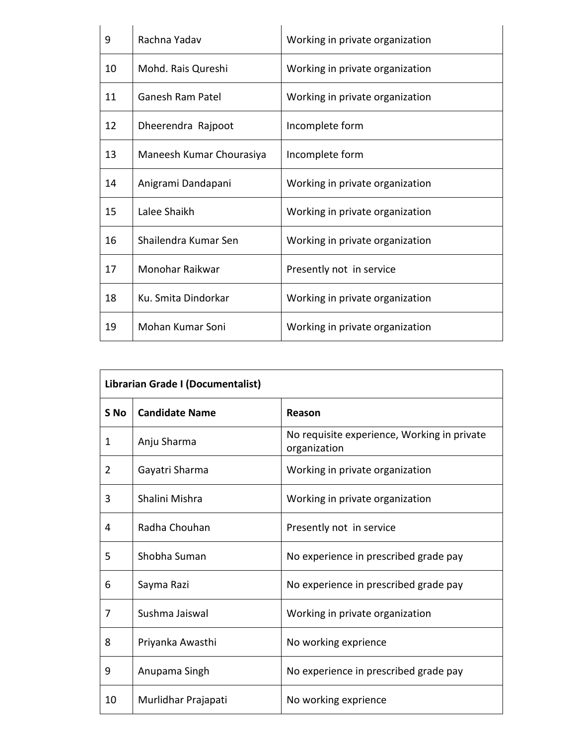| | | |
|---|---|---|
| 9 | Rachna Yadav | Working in private organization |
| 10 | Mohd. Rais Qureshi | Working in private organization |
| 11 | Ganesh Ram Patel | Working in private organization |
| 12 | Dheerendra Rajpoot | Incomplete form |
| 13 | Maneesh Kumar Chourasiya | Incomplete form |
| 14 | Anigrami Dandapani | Working in private organization |
| 15 | Lalee Shaikh | Working in private organization |
| 16 | Shailendra Kumar Sen | Working in private organization |
| 17 | Monohar Raikwar | Presently not in service |
| 18 | Ku. Smita Dindorkar | Working in private organization |
| 19 | Mohan Kumar Soni | Working in private organization |

| **Librarian Grade I (Documentalist)** | | |
|---|---|---|
| **S No** | **Candidate Name** | **Reason** |
| 1 | Anju Sharma | No requisite experience, Working in private organization |
| 2 | Gayatri Sharma | Working in private organization |
| 3 | Shalini Mishra | Working in private organization |
| 4 | Radha Chouhan | Presently not in service |
| 5 | Shobha Suman | No experience in prescribed grade pay |
| 6 | Sayma Razi | No experience in prescribed grade pay |
| 7 | Sushma Jaiswal | Working in private organization |
| 8 | Priyanka Awasthi | No working exprience |
| 9 | Anupama Singh | No experience in prescribed grade pay |
| 10 | Murlidhar Prajapati | No working exprience |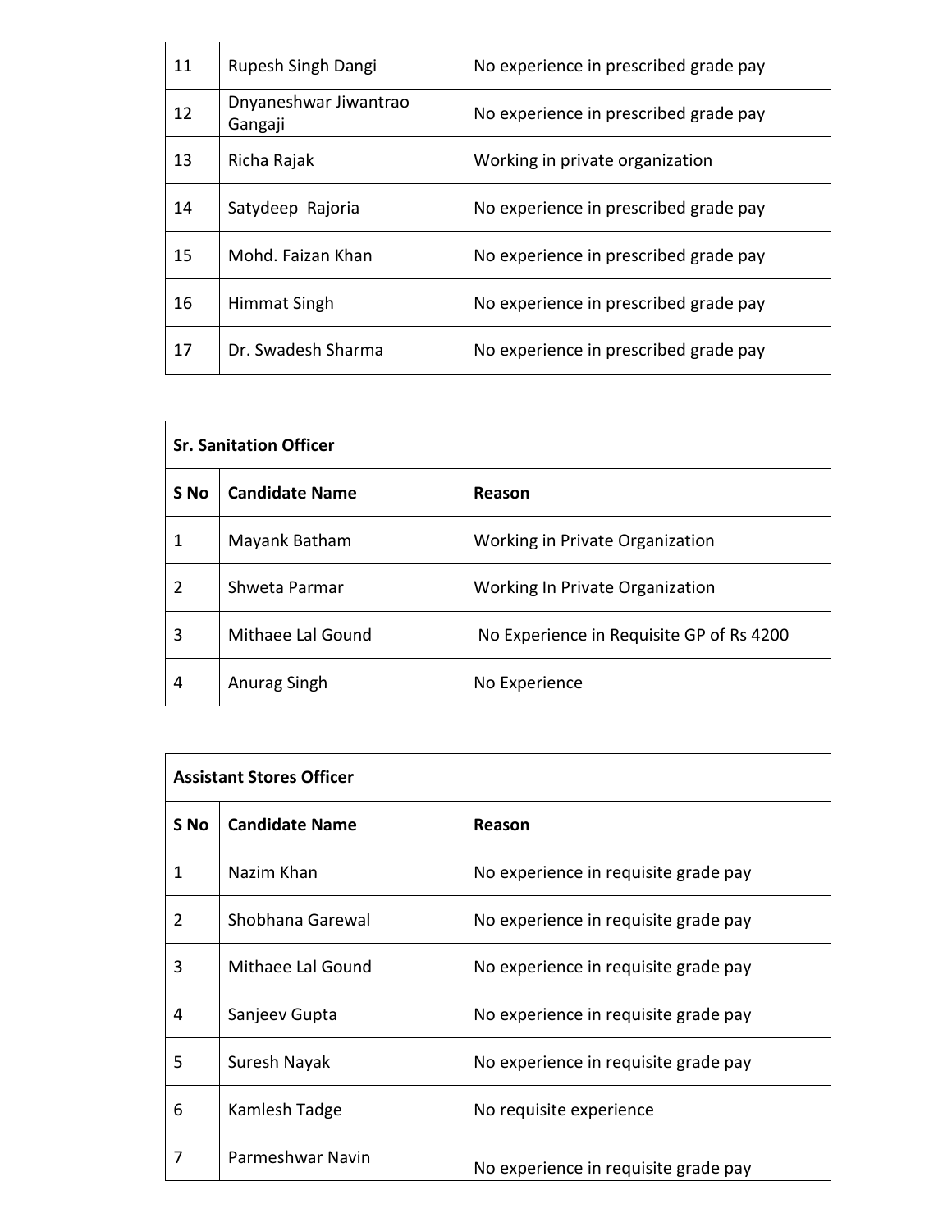| | | |
|---|---|---|
| 11 | Rupesh Singh Dangi | No experience in prescribed grade pay |
| 12 | Dnyaneshwar Jiwantrao Gangaji | No experience in prescribed grade pay |
| 13 | Richa Rajak | Working in private organization |
| 14 | Satydeep Rajoria | No experience in prescribed grade pay |
| 15 | Mohd. Faizan Khan | No experience in prescribed grade pay |
| 16 | Himmat Singh | No experience in prescribed grade pay |
| 17 | Dr. Swadesh Sharma | No experience in prescribed grade pay |

| **Sr. Sanitation Officer** | | |
|---|---|---|
| **S No** | **Candidate Name** | **Reason** |
| 1 | Mayank Batham | Working in Private Organization |
| 2 | Shweta Parmar | Working In Private Organization |
| 3 | Mithaee Lal Gound | No Experience in Requisite GP of Rs 4200 |
| 4 | Anurag Singh | No Experience |

| **Assistant Stores Officer** | | |
|---|---|---|
| **S No** | **Candidate Name** | **Reason** |
| 1 | Nazim Khan | No experience in requisite grade pay |
| 2 | Shobhana Garewal | No experience in requisite grade pay |
| 3 | Mithaee Lal Gound | No experience in requisite grade pay |
| 4 | Sanjeev Gupta | No experience in requisite grade pay |
| 5 | Suresh Nayak | No experience in requisite grade pay |
| 6 | Kamlesh Tadge | No requisite experience |
| 7 | Parmeshwar Navin | No experience in requisite grade pay |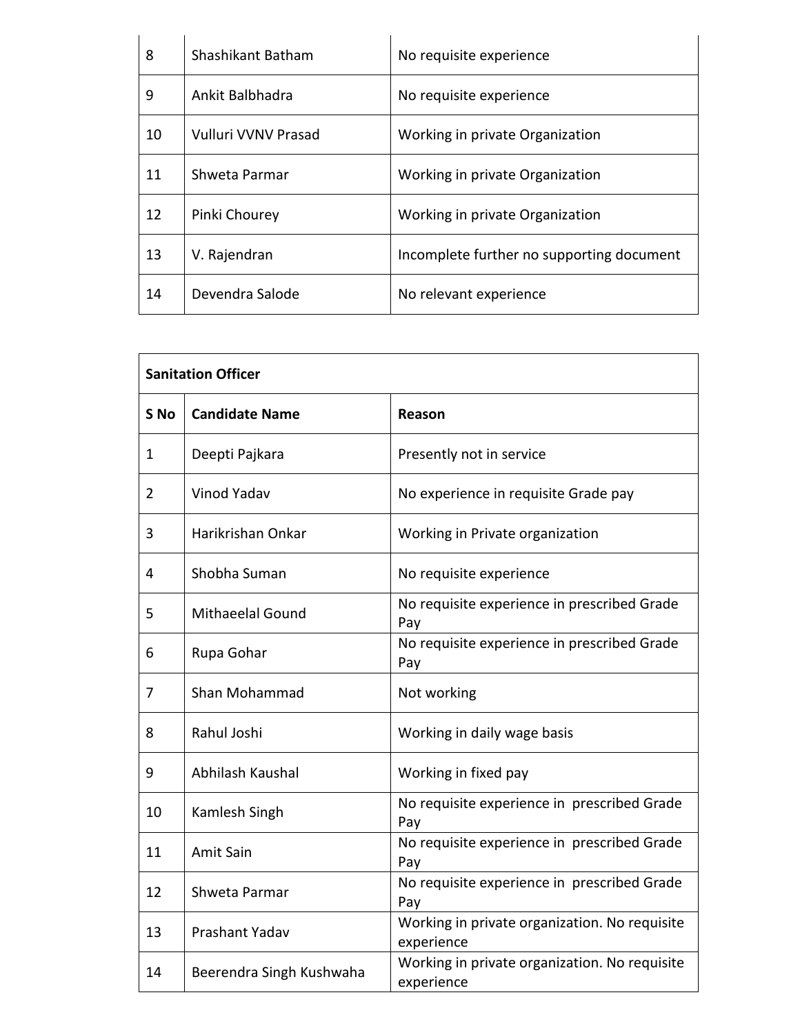| | | |
|---|---|---|
| 8 | Shashikant Batham | No requisite experience |
| 9 | Ankit Balbhadra | No requisite experience |
| 10 | Vulluri VVNV Prasad | Working in private Organization |
| 11 | Shweta Parmar | Working in private Organization |
| 12 | Pinki Chourey | Working in private Organization |
| 13 | V. Rajendran | Incomplete further no supporting document |
| 14 | Devendra Salode | No relevant experience |

| **Sanitation Officer** | | |
|---|---|---|
| **S No** | **Candidate Name** | **Reason** |
| 1 | Deepti Pajkara | Presently not in service |
| 2 | Vinod Yadav | No experience in requisite Grade pay |
| 3 | Harikrishan Onkar | Working in Private organization |
| 4 | Shobha Suman | No requisite experience |
| 5 | Mithaeelal Gound | No requisite experience in prescribed Grade Pay |
| 6 | Rupa Gohar | No requisite experience in prescribed Grade Pay |
| 7 | Shan Mohammad | Not working |
| 8 | Rahul Joshi | Working in daily wage basis |
| 9 | Abhilash Kaushal | Working in fixed pay |
| 10 | Kamlesh Singh | No requisite experience in prescribed Grade Pay |
| 11 | Amit Sain | No requisite experience in prescribed Grade Pay |
| 12 | Shweta Parmar | No requisite experience in prescribed Grade Pay |
| 13 | Prashant Yadav | Working in private organization. No requisite experience |
| 14 | Beerendra Singh Kushwaha | Working in private organization. No requisite experience |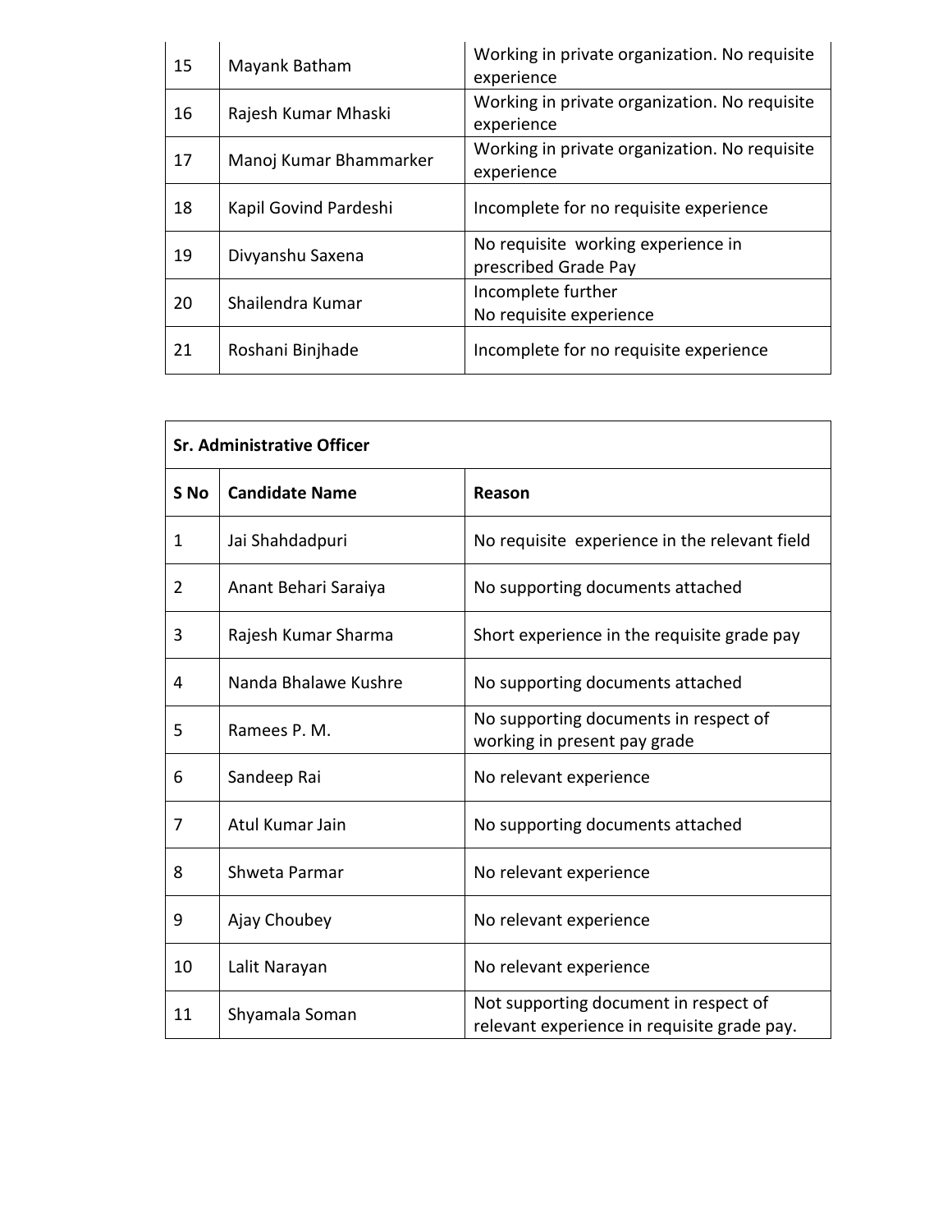| | | |
|---|---|---|
| 15 | Mayank Batham | Working in private organization. No requisite experience |
| 16 | Rajesh Kumar Mhaski | Working in private organization. No requisite experience |
| 17 | Manoj Kumar Bhammarker | Working in private organization. No requisite experience |
| 18 | Kapil Govind Pardeshi | Incomplete for no requisite experience |
| 19 | Divyanshu Saxena | No requisite working experience in prescribed Grade Pay |
| 20 | Shailendra Kumar | Incomplete further<br>No requisite experience |
| 21 | Roshani Binjhade | Incomplete for no requisite experience |

| Sr. Administrative Officer | | |
|---|---|---|
| **S No** | **Candidate Name** | **Reason** |
| 1 | Jai Shahdadpuri | No requisite experience in the relevant field |
| 2 | Anant Behari Saraiya | No supporting documents attached |
| 3 | Rajesh Kumar Sharma | Short experience in the requisite grade pay |
| 4 | Nanda Bhalawe Kushre | No supporting documents attached |
| 5 | Ramees P. M. | No supporting documents in respect of working in present pay grade |
| 6 | Sandeep Rai | No relevant experience |
| 7 | Atul Kumar Jain | No supporting documents attached |
| 8 | Shweta Parmar | No relevant experience |
| 9 | Ajay Choubey | No relevant experience |
| 10 | Lalit Narayan | No relevant experience |
| 11 | Shyamala Soman | Not supporting document in respect of relevant experience in requisite grade pay. |